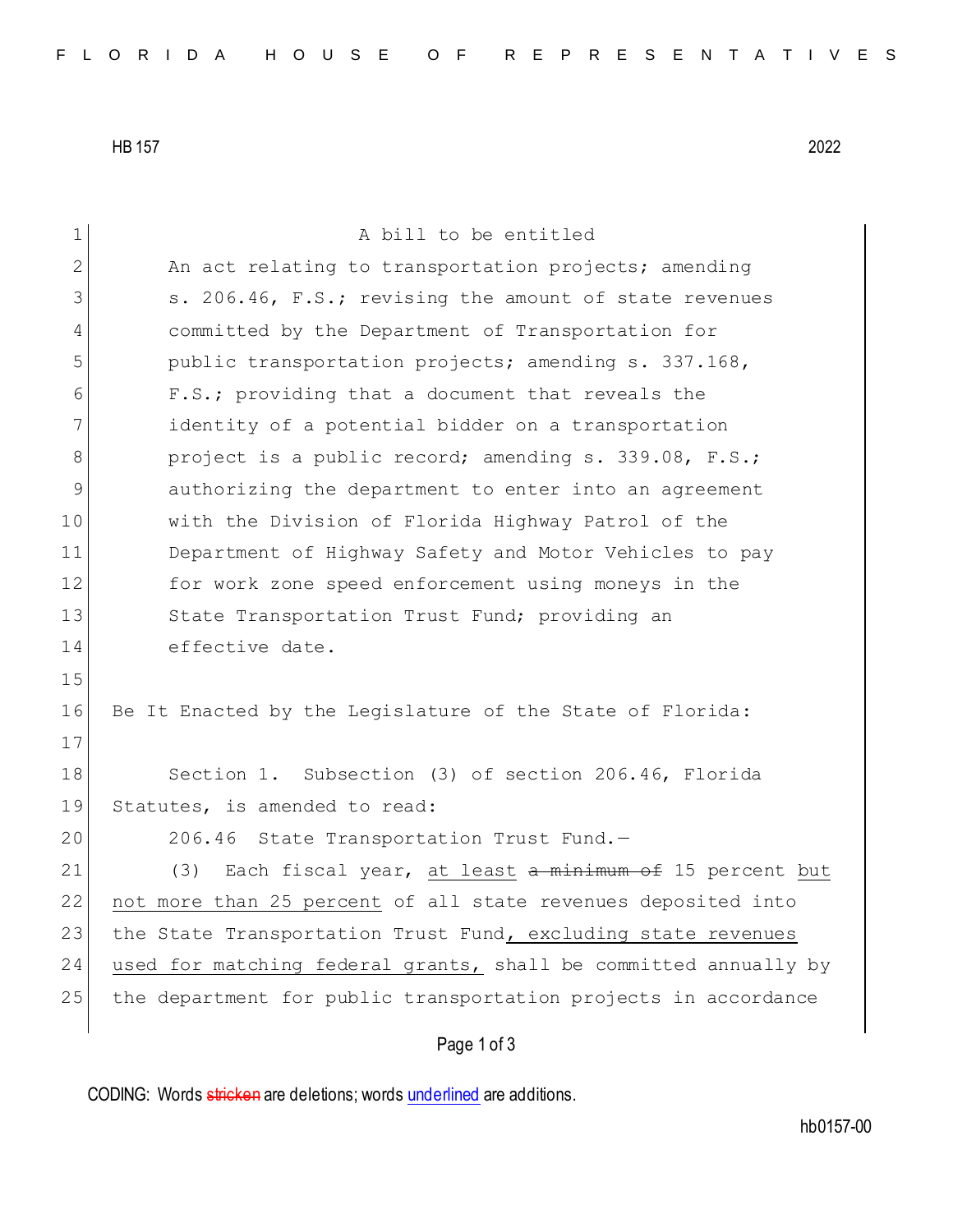HB 157 2022

A bill to be entitled

An act relating to transportation projects; amending s. 206.46, F.S.; revising the amount of state revenues committed by the Department of Transportation for public transportation projects; amending s. 337.168, F.S.; providing that a document that reveals the identity of a potential bidder on a transportation project is a public record; amending s. 339.08, F.S.; authorizing the department to enter into an agreement with the Division of Florida Highway Patrol of the Department of Highway Safety and Motor Vehicles to pay for work zone speed enforcement using moneys in the State Transportation Trust Fund; providing an effective date.

Be It Enacted by the Legislature of the State of Florida:

Section 1. Subsection (3) of section 206.46, Florida Statutes, is amended to read:

206.46 State Transportation Trust Fund.—

(3) Each fiscal year, <u>at least</u> ~~a minimum of~~ 15 percent <u>but not more than 25 percent</u> of all state revenues deposited into the State Transportation Trust Fund<u>, excluding state revenues used for matching federal grants,</u> shall be committed annually by the department for public transportation projects in accordance

CODING: Words ~~stricken~~ are deletions; words <u>underlined</u> are additions.

hb0157-00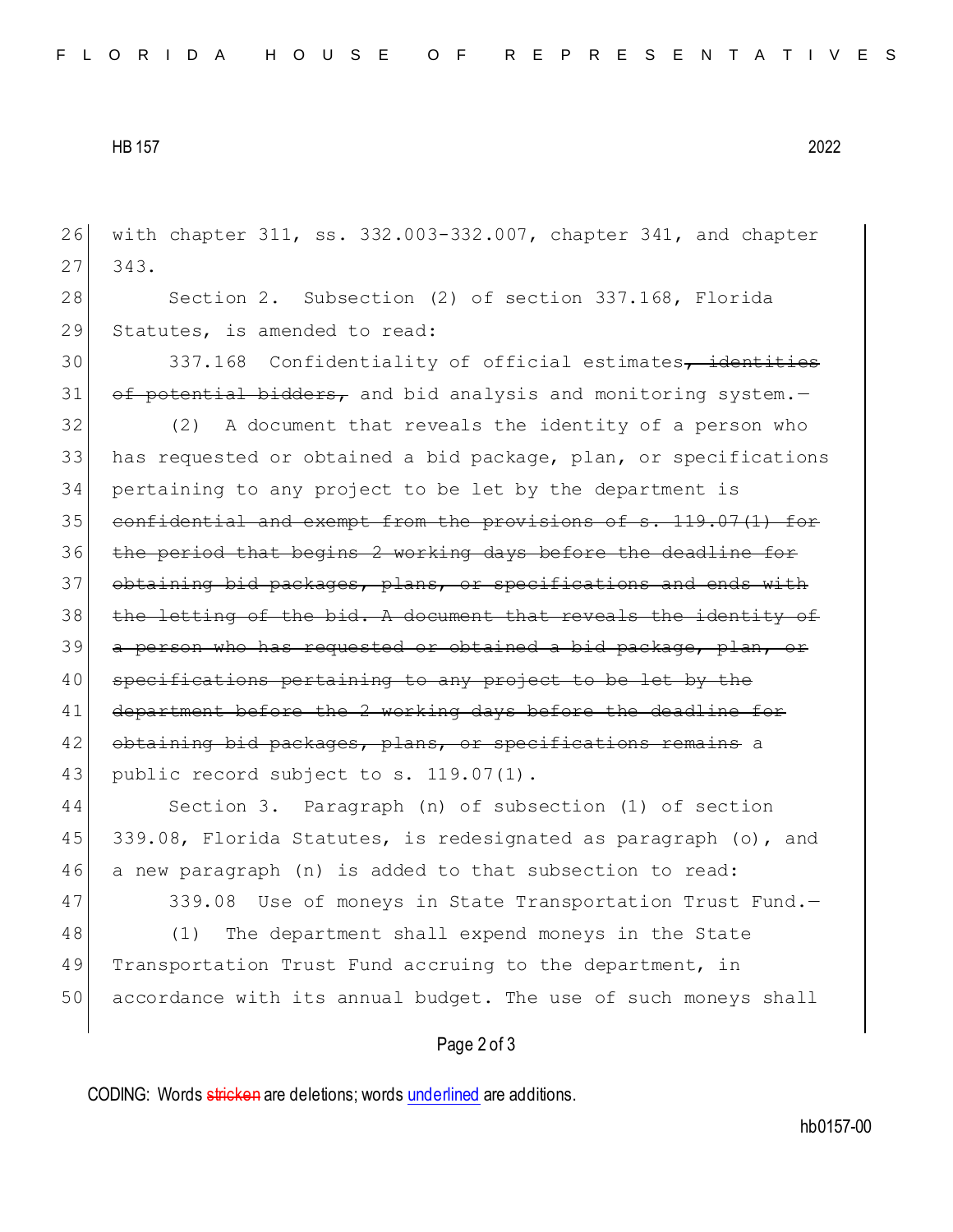with chapter 311, ss. 332.003-332.007, chapter 341, and chapter 343.

Section 2. Subsection (2) of section 337.168, Florida Statutes, is amended to read:

337.168 Confidentiality of official estimates~~, identities of potential bidders,~~ and bid analysis and monitoring system.—

(2) A document that reveals the identity of a person who has requested or obtained a bid package, plan, or specifications pertaining to any project to be let by the department is ~~confidential and exempt from the provisions of s. 119.07(1) for the period that begins 2 working days before the deadline for obtaining bid packages, plans, or specifications and ends with the letting of the bid. A document that reveals the identity of a person who has requested or obtained a bid package, plan, or specifications pertaining to any project to be let by the department before the 2 working days before the deadline for obtaining bid packages, plans, or specifications remains~~ a public record subject to s. 119.07(1).

Section 3. Paragraph (n) of subsection (1) of section 339.08, Florida Statutes, is redesignated as paragraph (o), and a new paragraph (n) is added to that subsection to read:

339.08 Use of moneys in State Transportation Trust Fund.—

(1) The department shall expend moneys in the State Transportation Trust Fund accruing to the department, in accordance with its annual budget. The use of such moneys shall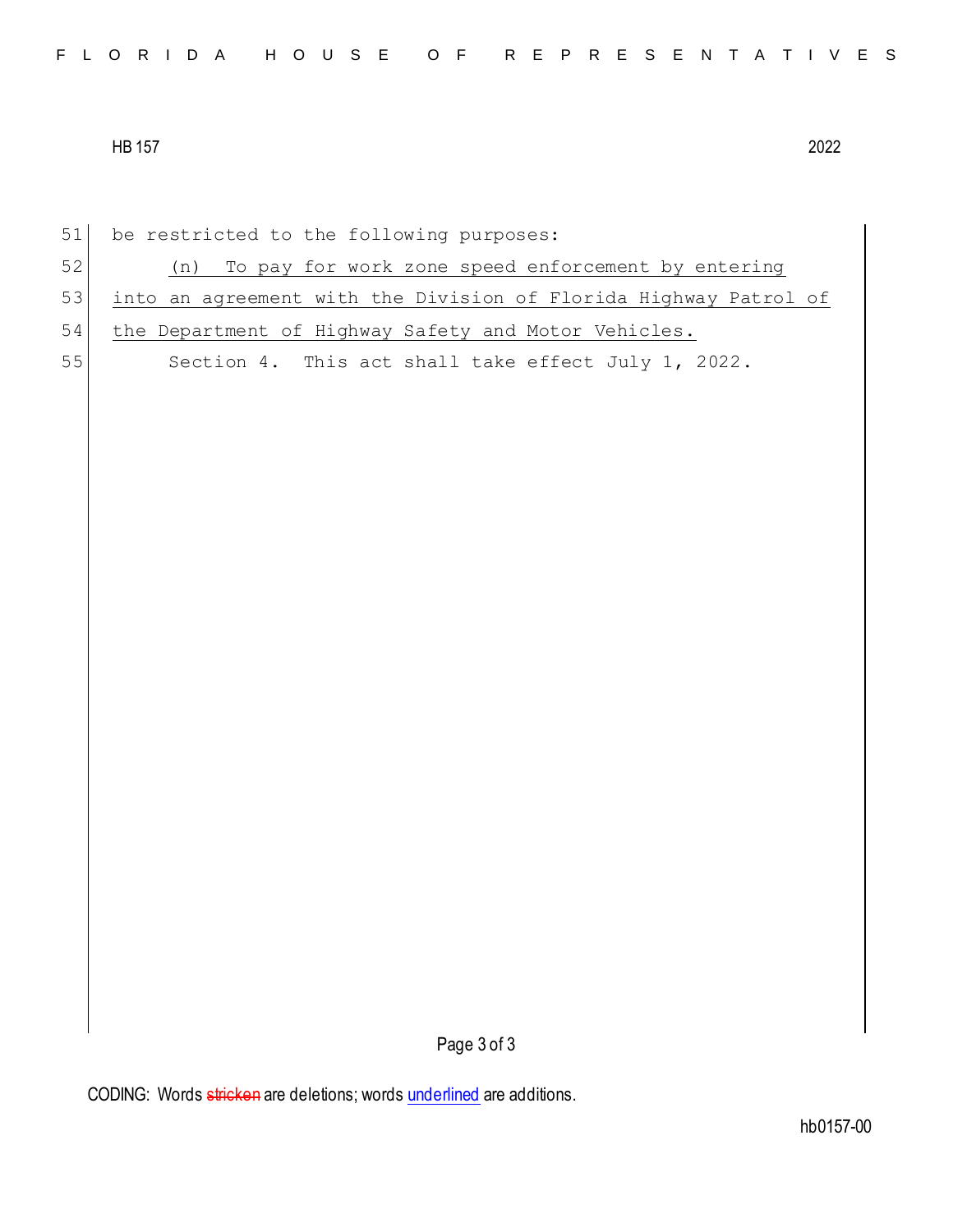be restricted to the following purposes:

(n) To pay for work zone speed enforcement by entering into an agreement with the Division of Florida Highway Patrol of the Department of Highway Safety and Motor Vehicles.

Section 4. This act shall take effect July 1, 2022.

CODING: Words ~~stricken~~ are deletions; words underlined are additions.